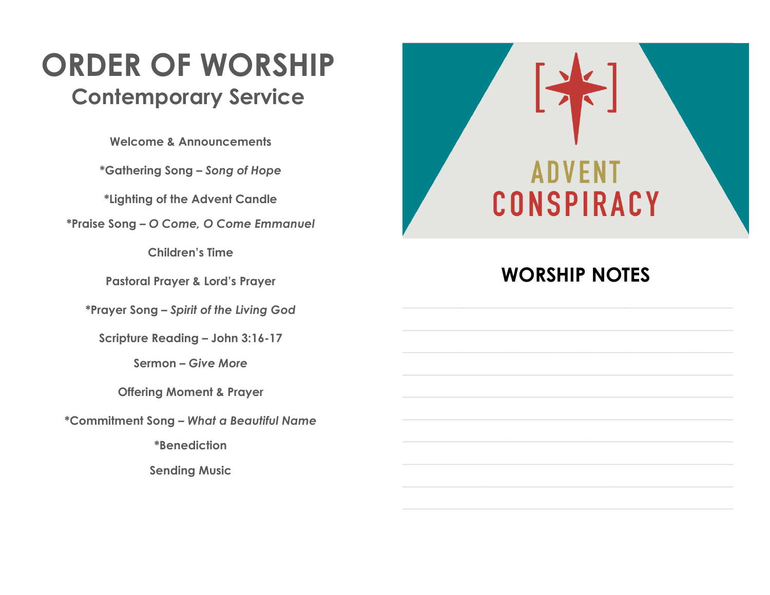# ORDER OF WORSHIP

## Contemporary Service

**Welcome & Announcements**

**\*Gathering Song – *Song of Hope***

**\*Lighting of the Advent Candle**

**\*Praise Song – *O Come, O Come Emmanuel***

**Children's Time**

**Pastoral Prayer & Lord's Prayer**

**\*Prayer Song – *Spirit of the Living God***

**Scripture Reading – John 3:16-17**

**Sermon – *Give More***

**Offering Moment & Prayer**

**\*Commitment Song – *What a Beautiful Name***

**\*Benediction**

**Sending Music**

ADVENT CONSPIRACY

## WORSHIP NOTES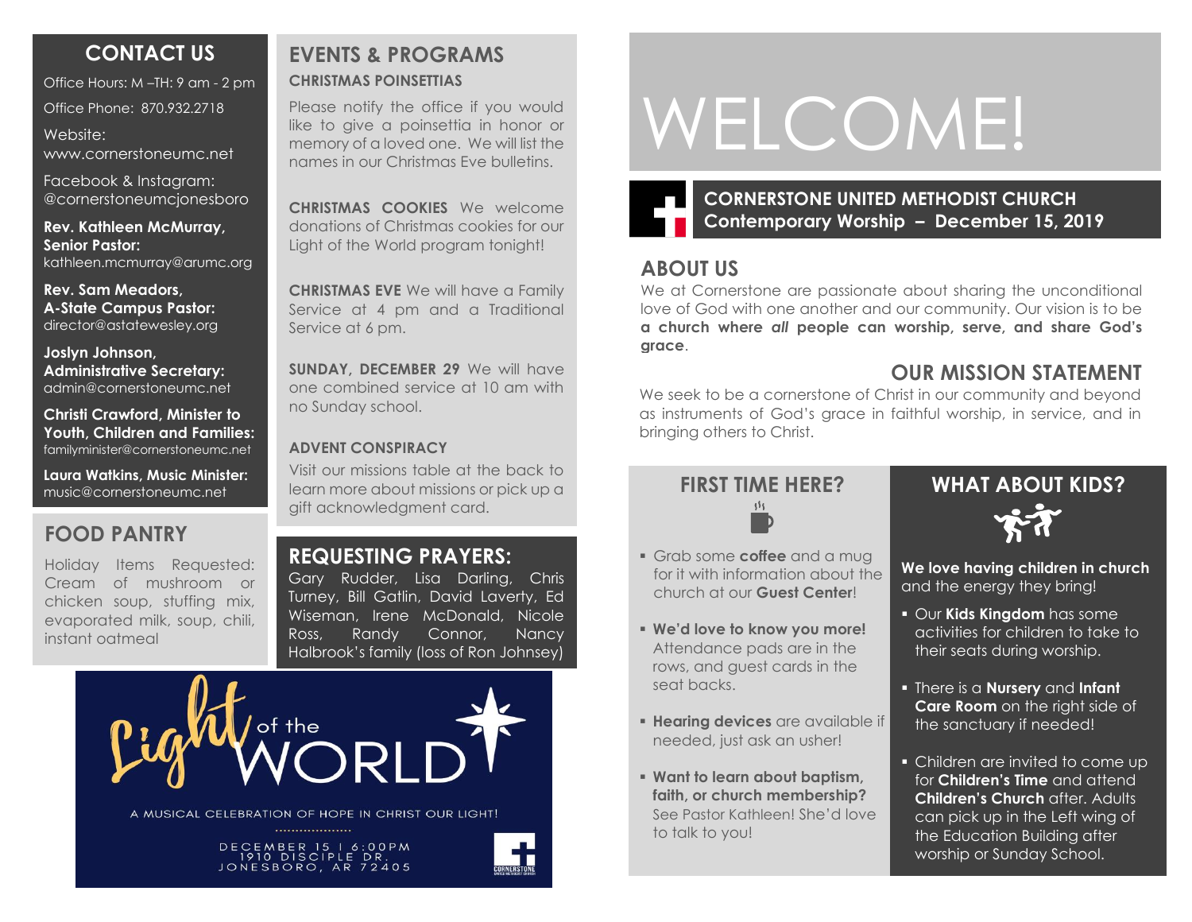## CONTACT US

Office Hours: M –TH: 9 am - 2 pm

Office Phone: 870.932.2718

Website: www.cornerstoneumc.net

Facebook & Instagram: @cornerstoneumcjonesboro

**Rev. Kathleen McMurray, Senior Pastor:**
kathleen.mcmurray@arumc.org

**Rev. Sam Meadors, A-State Campus Pastor:**
director@astatewesley.org

**Joslyn Johnson, Administrative Secretary:**
admin@cornerstoneumc.net

**Christi Crawford, Minister to Youth, Children and Families:**
familyminister@cornerstoneumc.net

**Laura Watkins, Music Minister:**
music@cornerstoneumc.net

## FOOD PANTRY

Holiday Items Requested: Cream of mushroom or chicken soup, stuffing mix, evaporated milk, soup, chili, instant oatmeal

## EVENTS & PROGRAMS

**CHRISTMAS POINSETTIAS**

Please notify the office if you would like to give a poinsettia in honor or memory of a loved one. We will list the names in our Christmas Eve bulletins.

**CHRISTMAS COOKIES** We welcome donations of Christmas cookies for our Light of the World program tonight!

**CHRISTMAS EVE** We will have a Family Service at 4 pm and a Traditional Service at 6 pm.

**SUNDAY, DECEMBER 29** We will have one combined service at 10 am with no Sunday school.

**ADVENT CONSPIRACY**

Visit our missions table at the back to learn more about missions or pick up a gift acknowledgment card.

## REQUESTING PRAYERS:

Gary Rudder, Lisa Darling, Chris Turney, Bill Gatlin, David Laverty, Ed Wiseman, Irene McDonald, Nicole Ross, Randy Connor, Nancy Halbrook's family (loss of Ron Johnsey)

Light of the WORLD

A MUSICAL CELEBRATION OF HOPE IN CHRIST OUR LIGHT!

DECEMBER 15 | 6:00PM
1910 DISCIPLE DR.
JONESBORO, AR 72405

CORNERSTONE

# WELCOME!

**CORNERSTONE UNITED METHODIST CHURCH**
**Contemporary Worship – December 15, 2019**

## ABOUT US

We at Cornerstone are passionate about sharing the unconditional love of God with one another and our community. Our vision is to be **a church where *all* people can worship, serve, and share God's grace**.

## OUR MISSION STATEMENT

We seek to be a cornerstone of Christ in our community and beyond as instruments of God's grace in faithful worship, in service, and in bringing others to Christ.

## FIRST TIME HERE?

- Grab some **coffee** and a mug for it with information about the church at our **Guest Center**!
- **We'd love to know you more!** Attendance pads are in the rows, and guest cards in the seat backs.
- **Hearing devices** are available if needed, just ask an usher!
- **Want to learn about baptism, faith, or church membership?** See Pastor Kathleen! She'd love to talk to you!

## WHAT ABOUT KIDS?

**We love having children in church** and the energy they bring!

- Our **Kids Kingdom** has some activities for children to take to their seats during worship.
- There is a **Nursery** and **Infant Care Room** on the right side of the sanctuary if needed!
- Children are invited to come up for **Children's Time** and attend **Children's Church** after. Adults can pick up in the Left wing of the Education Building after worship or Sunday School.